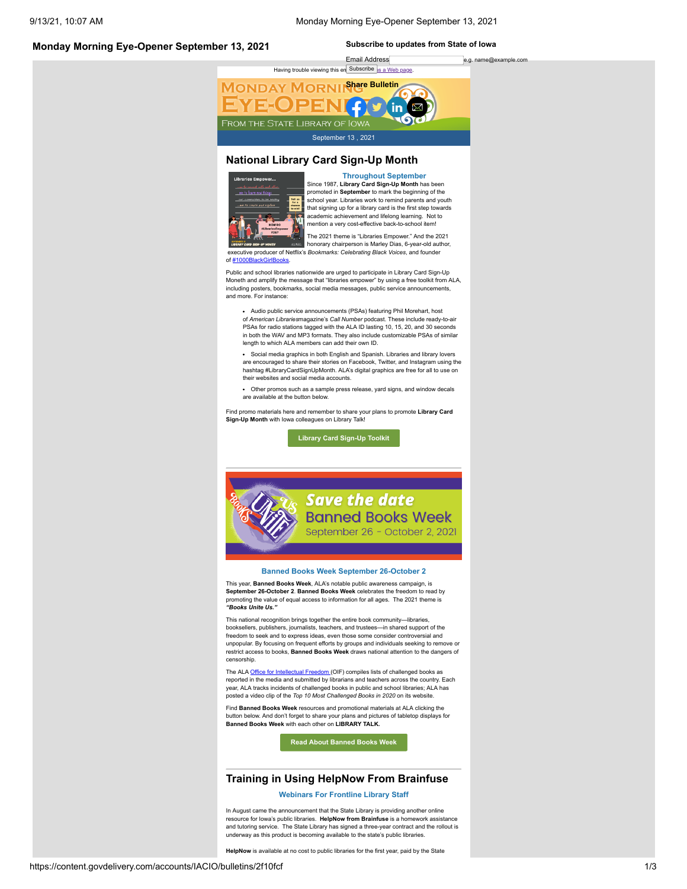# Monday Morning Eye-Opener September 13, 2021

**Subscribe to updates from State of Iowa**

Email Address e.g. name@example.com

Subscribe

Having trouble viewing this email? View it as a Web page.

**Share Bulletin**

September 13 , 2021

## National Library Card Sign-Up Month

### Throughout September

Since 1987, **Library Card Sign-Up Month** has been promoted in **September** to mark the beginning of the school year. Libraries work to remind parents and youth that signing up for a library card is the first step towards academic achievement and lifelong learning. Not to mention a very cost-effective back-to-school item!

The 2021 theme is "Libraries Empower." And the 2021 honorary chairperson is Marley Dias, 6-year-old author, executive producer of Netflix's *Bookmarks: Celebrating Black Voices*, and founder of #1000BlackGirlBooks.

Public and school libraries nationwide are urged to participate in Library Card Sign-Up Moneth and amplify the message that "libraries empower" by using a free toolkit from ALA, including posters, bookmarks, social media messages, public service announcements, and more. For instance:

- Audio public service announcements (PSAs) featuring Phil Morehart, host of *American Libraries*magazine's *Call Number* podcast. These include ready-to-air PSAs for radio stations tagged with the ALA ID lasting 10, 15, 20, and 30 seconds in both the WAV and MP3 formats. They also include customizable PSAs of similar length to which ALA members can add their own ID.
- Social media graphics in both English and Spanish. Libraries and library lovers are encouraged to share their stories on Facebook, Twitter, and Instagram using the hashtag #LibraryCardSignUpMonth. ALA's digital graphics are free for all to use on their websites and social media accounts.
- Other promos such as a sample press release, yard signs, and window decals are available at the button below.

Find promo materials here and remember to share your plans to promote **Library Card Sign-Up Month** with Iowa colleagues on Library Talk!

**Library Card Sign-Up Toolkit**

---

Save the date
Banned Books Week
September 26 - October 2, 2021

### Banned Books Week September 26-October 2

This year, **Banned Books Week**, ALA's notable public awareness campaign, is **September 26-October 2**. **Banned Books Week** celebrates the freedom to read by promoting the value of equal access to information for all ages. The 2021 theme is ***"Books Unite Us."***

This national recognition brings together the entire book community—libraries, booksellers, publishers, journalists, teachers, and trustees—in shared support of the freedom to seek and to express ideas, even those some consider controversial and unpopular. By focusing on frequent efforts by groups and individuals seeking to remove or restrict access to books, **Banned Books Week** draws national attention to the dangers of censorship.

The ALA Office for Intellectual Freedom (OIF) compiles lists of challenged books as reported in the media and submitted by librarians and teachers across the country. Each year, ALA tracks incidents of challenged books in public and school libraries; ALA has posted a video clip of the *Top 10 Most Challenged Books in 2020* on its website.

Find **Banned Books Week** resources and promotional materials at ALA clicking the button below. And don't forget to share your plans and pictures of tabletop displays for **Banned Books Week** with each other on **LIBRARY TALK.**

**Read About Banned Books Week**

---

## Training in Using HelpNow From Brainfuse

### Webinars For Frontline Library Staff

In August came the announcement that the State Library is providing another online resource for Iowa's public libraries. **HelpNow from Brainfuse** is a homework assistance and tutoring service. The State Library has signed a three-year contract and the rollout is underway as this product is becoming available to the state's public libraries.

**HelpNow** is available at no cost to public libraries for the first year, paid by the State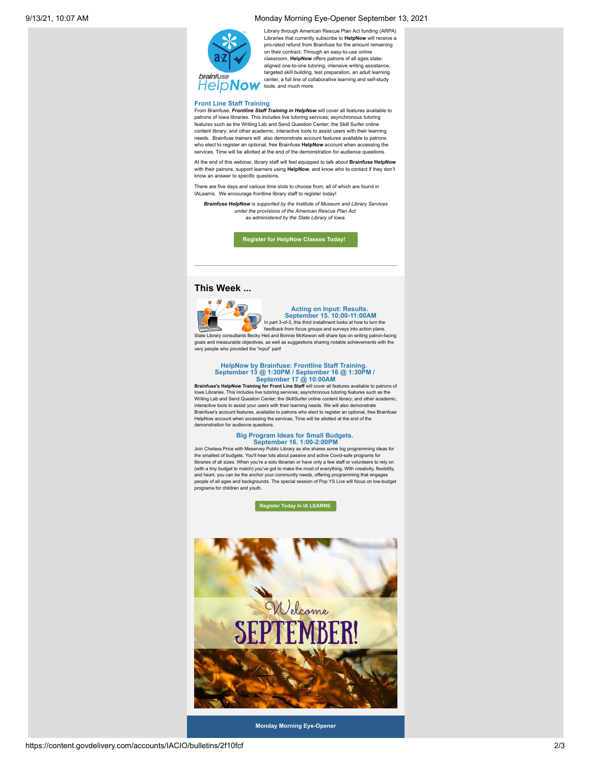Library through American Rescue Plan Act funding (ARPA) Libraries that currently subscribe to **HelpNow** will receive a pro-rated refund from Brainfuse for the amount remaining on their contract. Through an easy-to-use online classroom, **HelpNow** offers patrons of all ages state-aligned one-to-one tutoring, intensive writing assistance, targeted skill building, test preparation, an adult learning center, a full line of collaborative learning and self-study tools, and much more.

### Front Line Staff Training

From Brainfuse, ***Frontline Staff Training in HelpNow*** will cover all features available to patrons of Iowa libraries. This includes live tutoring services; asynchronous tutoring features such as the Writing Lab and Send Question Center; the Skill Surfer online content library; and other academic, interactive tools to assist users with their learning needs. Brainfuse trainers will also demonstrate account features available to patrons who elect to register an optional, free Brainfuse **HelpNow** account when accessing the services. Time will be allotted at the end of the demonstration for audience questions.

At the end of this webinar, library staff will feel equipped to talk about **Brainfuse HelpNow** with their patrons, support learners using **HelpNow**, and know who to contact if they don't know an answer to specific questions.

There are five days and various time slots to choose from, all of which are found in IALearns. We encourage frontline library staff to register today!

***Brainfuse HelpNow*** *is supported by the Institute of Museum and Library Services under the provisions of the American Rescue Plan Act as administered by the State Library of Iowa.*

**Register for HelpNow Classes Today!**

---

## This Week ...

### Acting on Input: Results. September 15. 10:00-11:00AM

In part 3-of-3, this third installment looks at how to turn the feedback from focus groups and surveys into action plans. State Library consultants Becky Heil and Bonnie McKewon will share tips on writing patron-facing goals and measurable objectives, as well as suggestions sharing notable achievements with the very people who provided the "input" part!

### HelpNow by Brainfuse: Frontline Staff Training. September 13 @ 1:30PM / September 16 @ 1:30PM / September 17 @ 10:00AM

**Brainfuse's HelpNow Training for Front Line Staff** will cover all features available to patrons of Iowa Libraries. This includes live tutoring services; asynchronous tutoring features such as the Writing Lab and Send Question Center; the SkillSurfer online content library; and other academic, interactive tools to assist your users with their learning needs. We will also demonstrate Brainfuse's account features, available to patrons who elect to register an optional, free Brainfuse HelpNow account when accessing the services. Time will be allotted at the end of the demonstration for audience questions.

### Big Program Ideas for Small Budgets. September 16. 1:00-2:00PM

Join Chelsea Price with Meservey Public Library as she shares some big programming ideas for the smallest of budgets. You'll hear lots about passive and active Covid-safe programs for libraries of all sizes. When you're a solo librarian or have only a few staff or volunteers to rely on (with a tiny budget to match) you've got to make the most of everything. With creativity, flexibility, and heart, you can be the anchor your community needs, offering programming that engages people of all ages and backgrounds. The special session of Pop YS Live will focus on low-budget programs for children and youth.

**Register Today In IA LEARNS**

Welcome SEPTEMBER!

**Monday Morning Eye-Opener**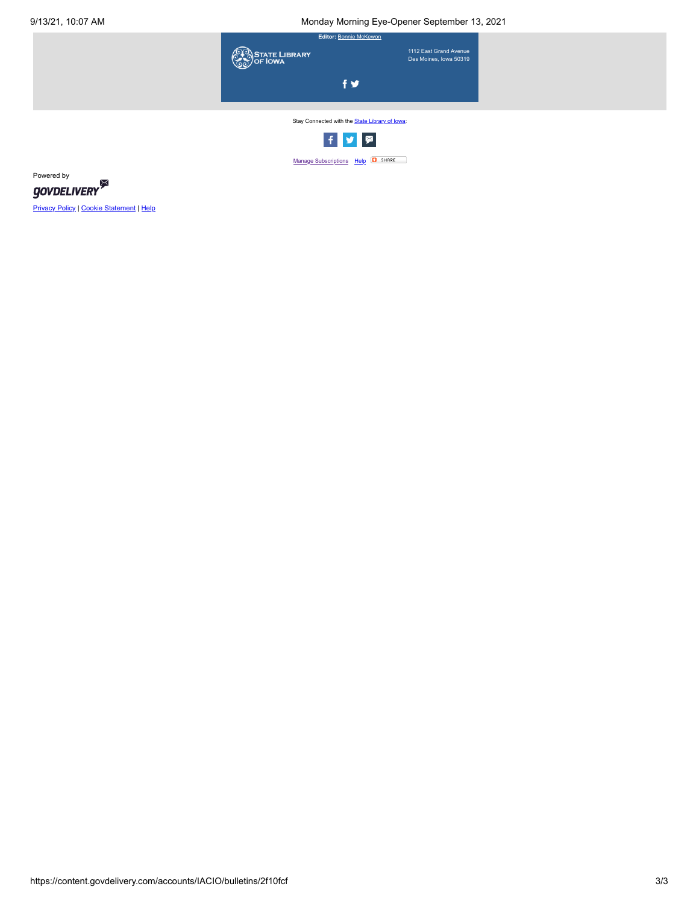**Editor:** Bonnie McKewon

STATE LIBRARY OF IOWA

1112 East Grand Avenue
Des Moines, Iowa 50319

Stay Connected with the State Library of Iowa:

Manage Subscriptions   Help   SHARE

Powered by

GOVDELIVERY

Privacy Policy | Cookie Statement | Help